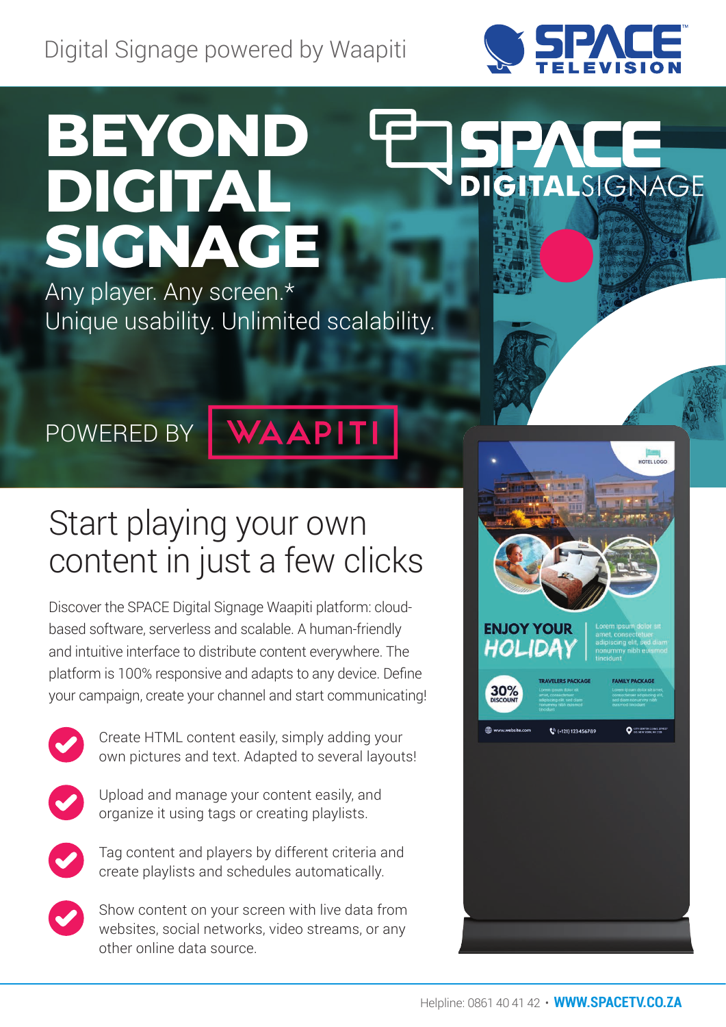Digital Signage powered by Waapiti

# BEYOND DIGITAL SIGNAGE

Any player. Any screen.*
Unique usability. Unlimited scalability.

POWERED BY WAAPITI

## Start playing your own content in just a few clicks

Discover the SPACE Digital Signage Waapiti platform: cloud-based software, serverless and scalable. A human-friendly and intuitive interface to distribute content everywhere. The platform is 100% responsive and adapts to any device. Define your campaign, create your channel and start communicating!

- Create HTML content easily, simply adding your own pictures and text. Adapted to several layouts!
- Upload and manage your content easily, and organize it using tags or creating playlists.
- Tag content and players by different criteria and create playlists and schedules automatically.
- Show content on your screen with live data from websites, social networks, video streams, or any other online data source.

Helpline: 0861 40 41 42 • **WWW.SPACETV.CO.ZA**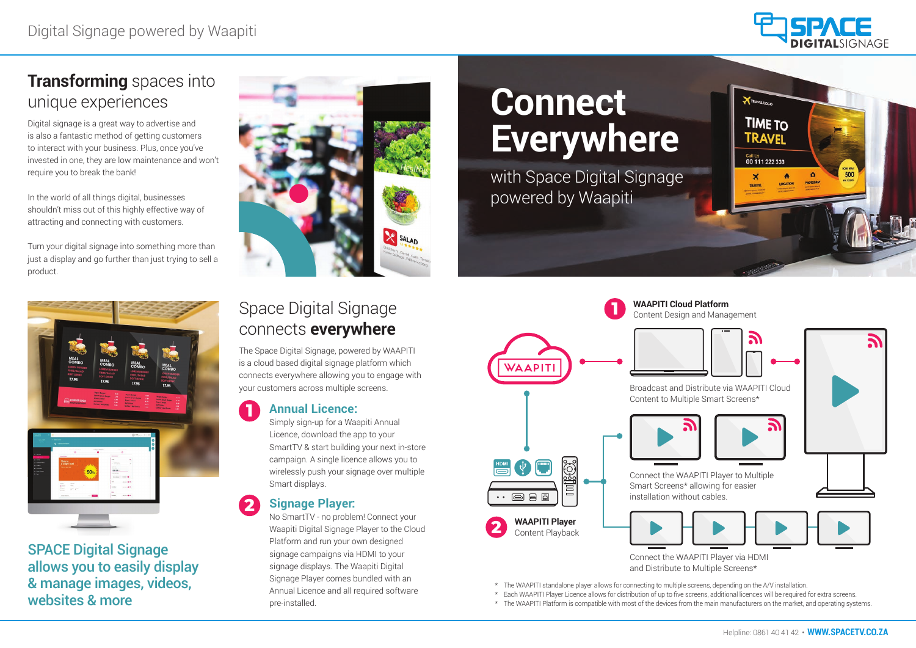Digital Signage powered by Waapiti

# **Transforming** spaces into unique experiences

Digital signage is a great way to advertise and is also a fantastic method of getting customers to interact with your business. Plus, once you've invested in one, they are low maintenance and won't require you to break the bank!

In the world of all things digital, businesses shouldn't miss out of this highly effective way of attracting and connecting with customers.

Turn your digital signage into something more than just a display and go further than just trying to sell a product.

# Connect Everywhere

with Space Digital Signage powered by Waapiti

## SPACE Digital Signage allows you to easily display & manage images, videos, websites & more

## Space Digital Signage connects **everywhere**

The Space Digital Signage, powered by WAAPITI is a cloud based digital signage platform which connects everywhere allowing you to engage with your customers across multiple screens.

### 1 Annual Licence:

Simply sign-up for a Waapiti Annual Licence, download the app to your SmartTV & start building your next in-store campaign. A single licence allows you to wirelessly push your signage over multiple Smart displays.

### 2 Signage Player:

No SmartTV - no problem! Connect your Waapiti Digital Signage Player to the Cloud Platform and run your own designed signage campaigns via HDMI to your signage displays. The Waapiti Digital Signage Player comes bundled with an Annual Licence and all required software pre-installed.

**1 WAAPITI Cloud Platform**
Content Design and Management

Broadcast and Distribute via WAAPITI Cloud Content to Multiple Smart Screens*

Connect the WAAPITI Player to Multiple Smart Screens* allowing for easier installation without cables.

**2 WAAPITI Player**
Content Playback

Connect the WAAPITI Player via HDMI and Distribute to Multiple Screens*

* The WAAPITI standalone player allows for connecting to multiple screens, depending on the A/V installation.
* Each WAAPITI Player Licence allows for distribution of up to five screens, additional licences will be required for extra screens.
* The WAAPITI Platform is compatible with most of the devices from the main manufacturers on the market, and operating systems.

Helpline: 0861 40 41 42 • **WWW.SPACETV.CO.ZA**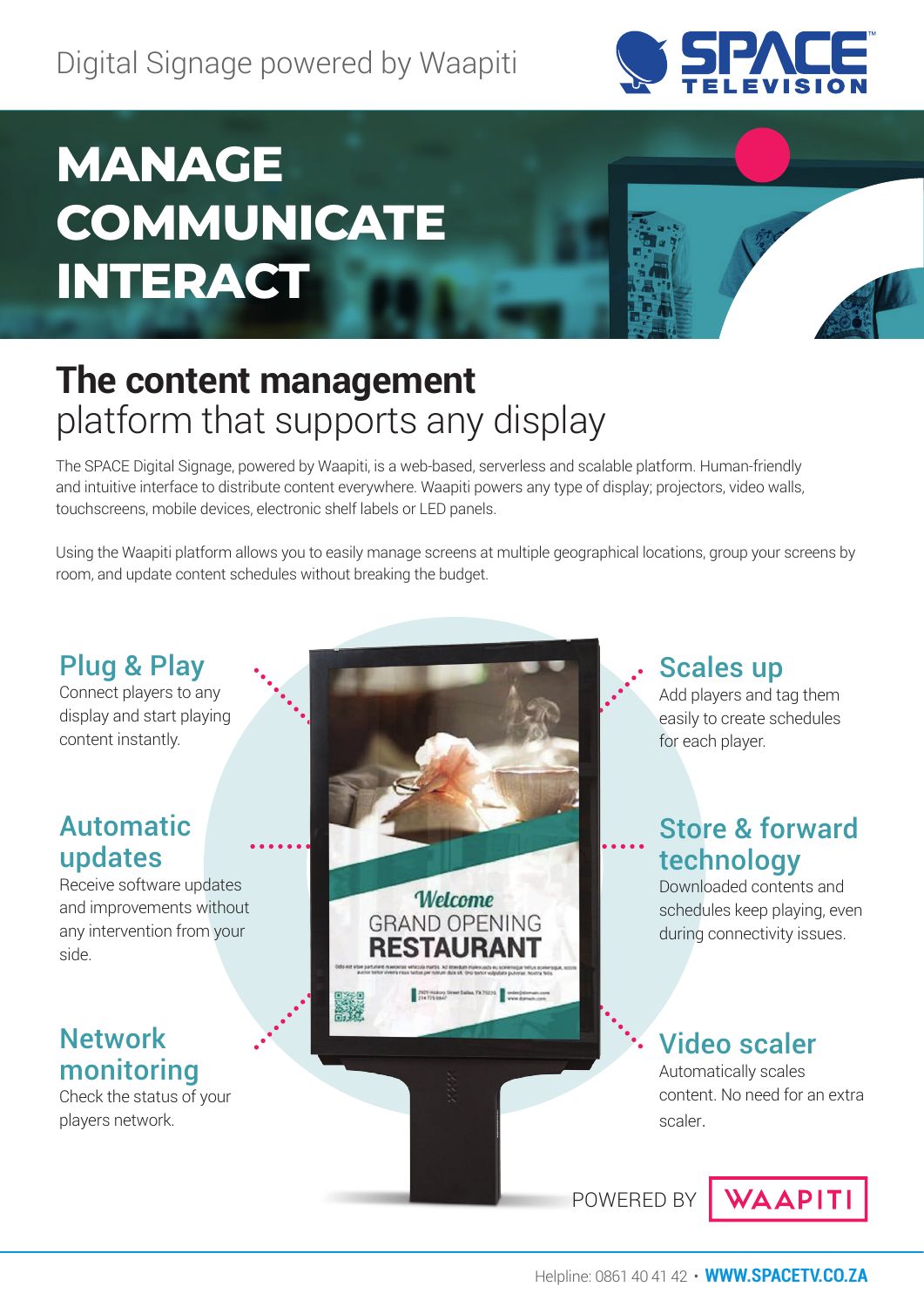Digital Signage powered by Waapiti

# MANAGE
# COMMUNICATE
# INTERACT

## **The content management** platform that supports any display

The SPACE Digital Signage, powered by Waapiti, is a web-based, serverless and scalable platform. Human-friendly and intuitive interface to distribute content everywhere. Waapiti powers any type of display; projectors, video walls, touchscreens, mobile devices, electronic shelf labels or LED panels.

Using the Waapiti platform allows you to easily manage screens at multiple geographical locations, group your screens by room, and update content schedules without breaking the budget.

### Plug & Play

Connect players to any display and start playing content instantly.

### Automatic updates

Receive software updates and improvements without any intervention from your side.

### Network monitoring

Check the status of your players network.

### Scales up

Add players and tag them easily to create schedules for each player.

### Store & forward technology

Downloaded contents and schedules keep playing, even during connectivity issues.

### Video scaler

Automatically scales content. No need for an extra scaler.

POWERED BY WAAPITI

Helpline: 0861 40 41 42 • **WWW.SPACETV.CO.ZA**